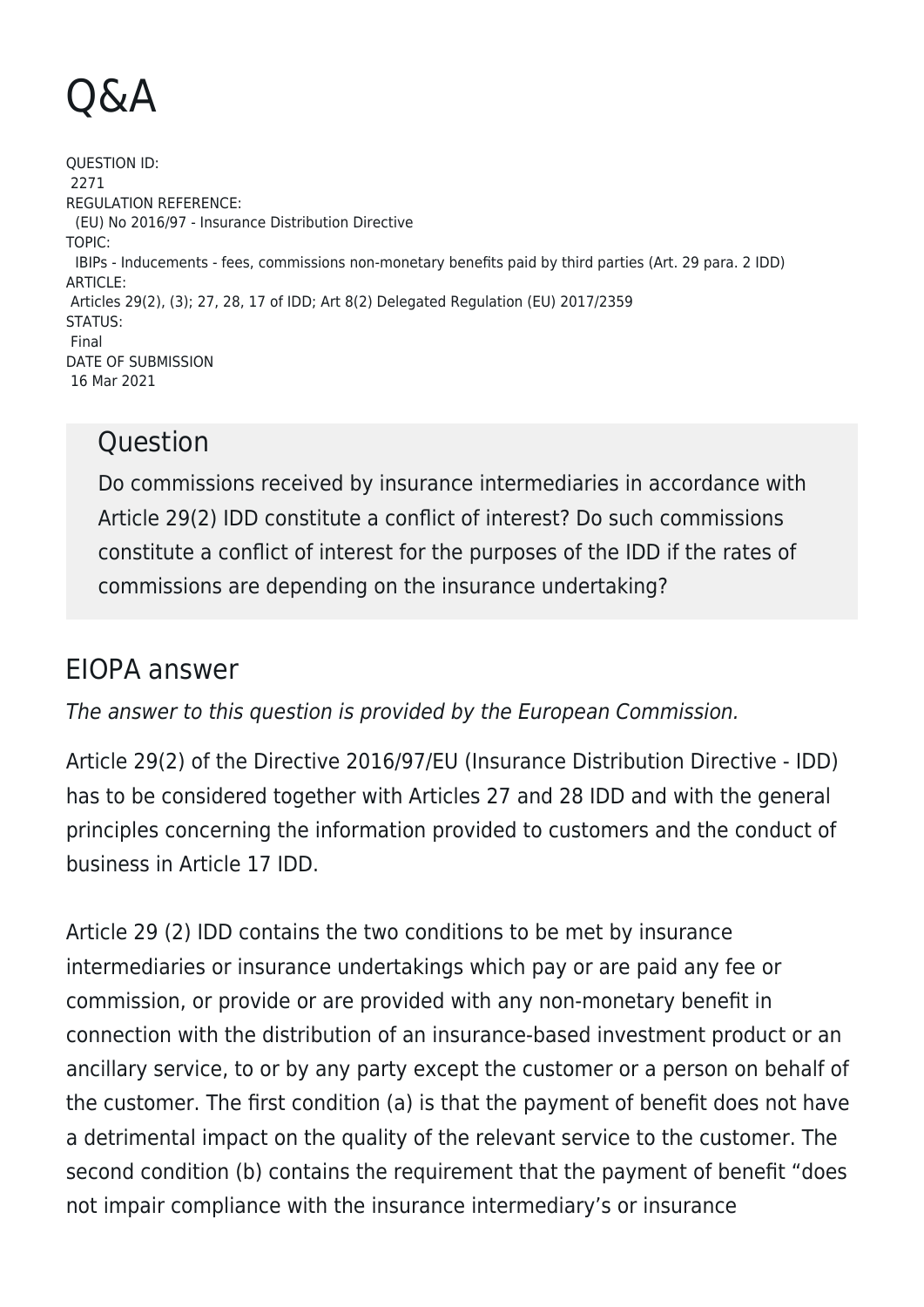# Q&A

QUESTION ID:
2271
REGULATION REFERENCE:
(EU) No 2016/97 - Insurance Distribution Directive
TOPIC:
IBIPs - Inducements - fees, commissions non-monetary benefits paid by third parties (Art. 29 para. 2 IDD)
ARTICLE:
Articles 29(2), (3); 27, 28, 17 of IDD; Art 8(2) Delegated Regulation (EU) 2017/2359
STATUS:
Final
DATE OF SUBMISSION
16 Mar 2021

## Question

Do commissions received by insurance intermediaries in accordance with Article 29(2) IDD constitute a conflict of interest? Do such commissions constitute a conflict of interest for the purposes of the IDD if the rates of commissions are depending on the insurance undertaking?

## EIOPA answer

*The answer to this question is provided by the European Commission.*

Article 29(2) of the Directive 2016/97/EU (Insurance Distribution Directive - IDD) has to be considered together with Articles 27 and 28 IDD and with the general principles concerning the information provided to customers and the conduct of business in Article 17 IDD.

Article 29 (2) IDD contains the two conditions to be met by insurance intermediaries or insurance undertakings which pay or are paid any fee or commission, or provide or are provided with any non-monetary benefit in connection with the distribution of an insurance-based investment product or an ancillary service, to or by any party except the customer or a person on behalf of the customer. The first condition (a) is that the payment of benefit does not have a detrimental impact on the quality of the relevant service to the customer. The second condition (b) contains the requirement that the payment of benefit "does not impair compliance with the insurance intermediary's or insurance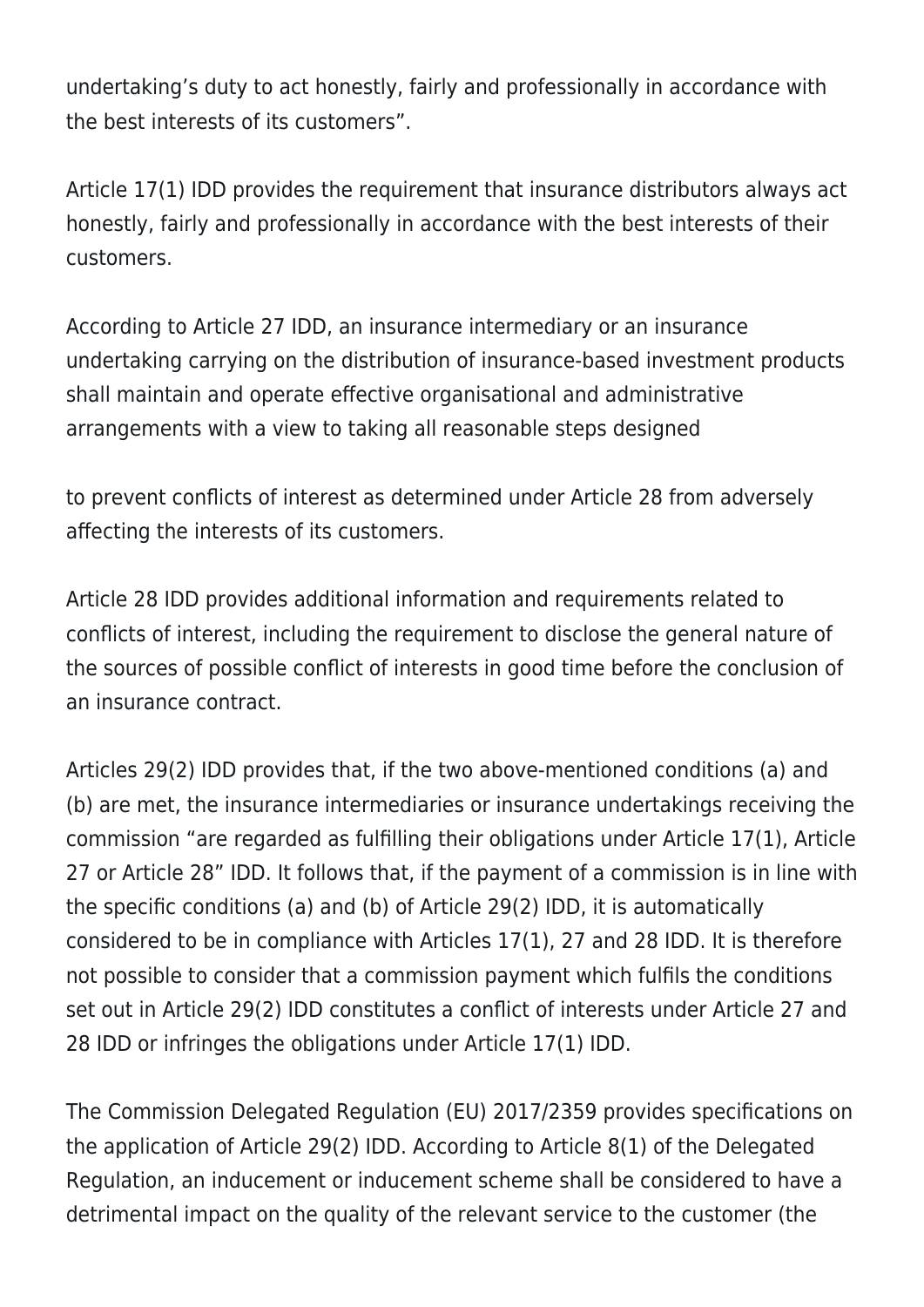undertaking's duty to act honestly, fairly and professionally in accordance with the best interests of its customers".

Article 17(1) IDD provides the requirement that insurance distributors always act honestly, fairly and professionally in accordance with the best interests of their customers.

According to Article 27 IDD, an insurance intermediary or an insurance undertaking carrying on the distribution of insurance-based investment products shall maintain and operate effective organisational and administrative arrangements with a view to taking all reasonable steps designed

to prevent conflicts of interest as determined under Article 28 from adversely affecting the interests of its customers.

Article 28 IDD provides additional information and requirements related to conflicts of interest, including the requirement to disclose the general nature of the sources of possible conflict of interests in good time before the conclusion of an insurance contract.

Articles 29(2) IDD provides that, if the two above-mentioned conditions (a) and (b) are met, the insurance intermediaries or insurance undertakings receiving the commission "are regarded as fulfilling their obligations under Article 17(1), Article 27 or Article 28" IDD. It follows that, if the payment of a commission is in line with the specific conditions (a) and (b) of Article 29(2) IDD, it is automatically considered to be in compliance with Articles 17(1), 27 and 28 IDD. It is therefore not possible to consider that a commission payment which fulfils the conditions set out in Article 29(2) IDD constitutes a conflict of interests under Article 27 and 28 IDD or infringes the obligations under Article 17(1) IDD.

The Commission Delegated Regulation (EU) 2017/2359 provides specifications on the application of Article 29(2) IDD. According to Article 8(1) of the Delegated Regulation, an inducement or inducement scheme shall be considered to have a detrimental impact on the quality of the relevant service to the customer (the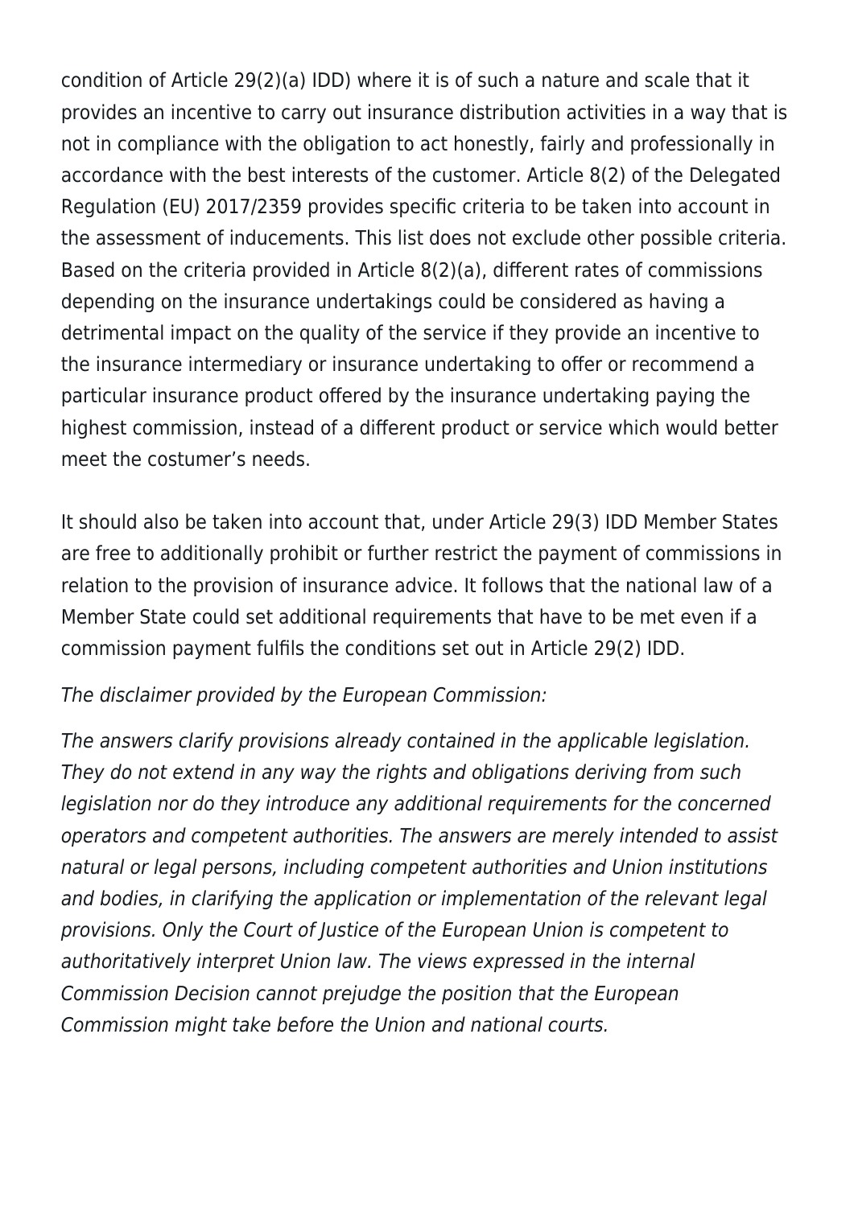condition of Article 29(2)(a) IDD) where it is of such a nature and scale that it provides an incentive to carry out insurance distribution activities in a way that is not in compliance with the obligation to act honestly, fairly and professionally in accordance with the best interests of the customer. Article 8(2) of the Delegated Regulation (EU) 2017/2359 provides specific criteria to be taken into account in the assessment of inducements. This list does not exclude other possible criteria. Based on the criteria provided in Article 8(2)(a), different rates of commissions depending on the insurance undertakings could be considered as having a detrimental impact on the quality of the service if they provide an incentive to the insurance intermediary or insurance undertaking to offer or recommend a particular insurance product offered by the insurance undertaking paying the highest commission, instead of a different product or service which would better meet the costumer's needs.

It should also be taken into account that, under Article 29(3) IDD Member States are free to additionally prohibit or further restrict the payment of commissions in relation to the provision of insurance advice. It follows that the national law of a Member State could set additional requirements that have to be met even if a commission payment fulfils the conditions set out in Article 29(2) IDD.

*The disclaimer provided by the European Commission:*

*The answers clarify provisions already contained in the applicable legislation. They do not extend in any way the rights and obligations deriving from such legislation nor do they introduce any additional requirements for the concerned operators and competent authorities. The answers are merely intended to assist natural or legal persons, including competent authorities and Union institutions and bodies, in clarifying the application or implementation of the relevant legal provisions. Only the Court of Justice of the European Union is competent to authoritatively interpret Union law. The views expressed in the internal Commission Decision cannot prejudge the position that the European Commission might take before the Union and national courts.*